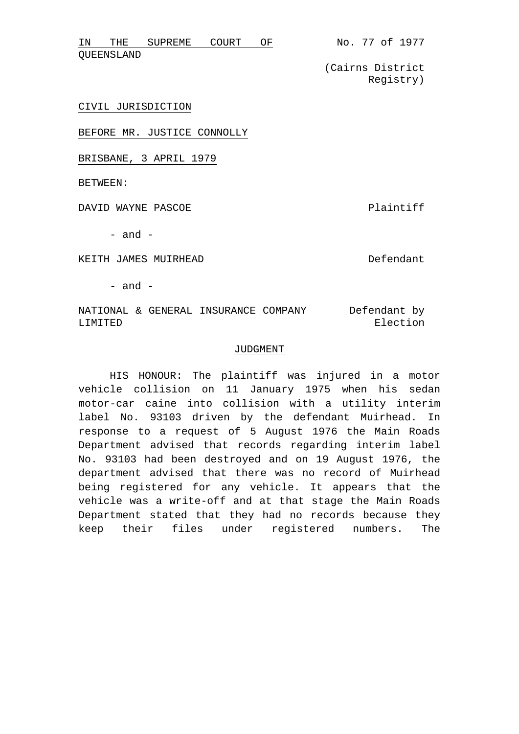IN THE SUPREME COURT OF QUEENSLAND

No. 77 of 1977

(Cairns District Registry)

CIVIL JURISDICTION

BEFORE MR. JUSTICE CONNOLLY

BRISBANE, 3 APRIL 1979

BETWEEN:

DAVID WAYNE PASCOE — Plaintiff

- and -

KEITH JAMES MUIRHEAD — Defendant

- and -

NATIONAL & GENERAL INSURANCE COMPANY LIMITED — Defendant by Election

## JUDGMENT

HIS HONOUR: The plaintiff was injured in a motor vehicle collision on 11 January 1975 when his sedan motor-car caine into collision with a utility interim label No. 93103 driven by the defendant Muirhead. In response to a request of 5 August 1976 the Main Roads Department advised that records regarding interim label No. 93103 had been destroyed and on 19 August 1976, the department advised that there was no record of Muirhead being registered for any vehicle. It appears that the vehicle was a write-off and at that stage the Main Roads Department stated that they had no records because they keep their files under registered numbers. The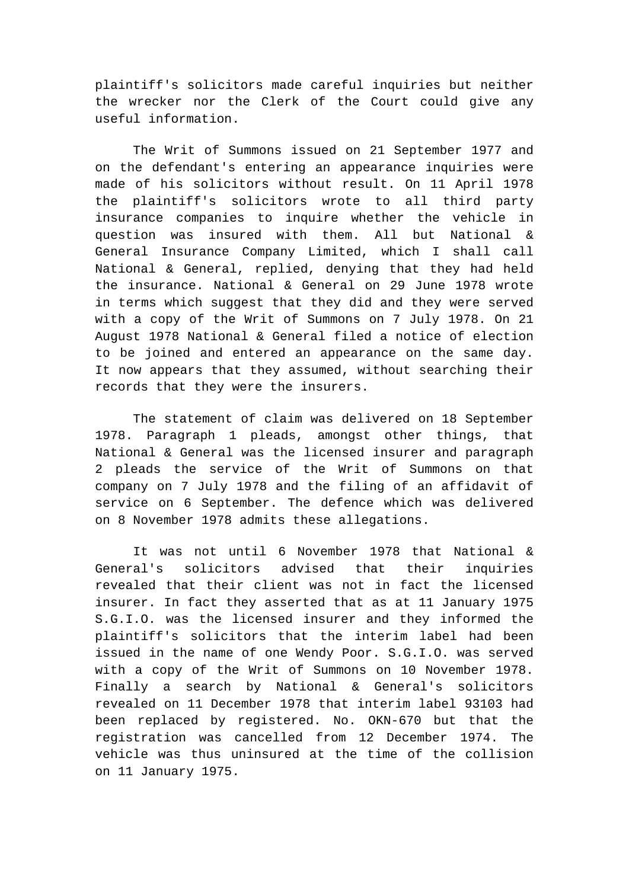plaintiff's solicitors made careful inquiries but neither the wrecker nor the Clerk of the Court could give any useful information.

The Writ of Summons issued on 21 September 1977 and on the defendant's entering an appearance inquiries were made of his solicitors without result. On 11 April 1978 the plaintiff's solicitors wrote to all third party insurance companies to inquire whether the vehicle in question was insured with them. All but National & General Insurance Company Limited, which I shall call National & General, replied, denying that they had held the insurance. National & General on 29 June 1978 wrote in terms which suggest that they did and they were served with a copy of the Writ of Summons on 7 July 1978. On 21 August 1978 National & General filed a notice of election to be joined and entered an appearance on the same day. It now appears that they assumed, without searching their records that they were the insurers.

The statement of claim was delivered on 18 September 1978. Paragraph 1 pleads, amongst other things, that National & General was the licensed insurer and paragraph 2 pleads the service of the Writ of Summons on that company on 7 July 1978 and the filing of an affidavit of service on 6 September. The defence which was delivered on 8 November 1978 admits these allegations.

It was not until 6 November 1978 that National & General's solicitors advised that their inquiries revealed that their client was not in fact the licensed insurer. In fact they asserted that as at 11 January 1975 S.G.I.O. was the licensed insurer and they informed the plaintiff's solicitors that the interim label had been issued in the name of one Wendy Poor. S.G.I.O. was served with a copy of the Writ of Summons on 10 November 1978. Finally a search by National & General's solicitors revealed on 11 December 1978 that interim label 93103 had been replaced by registered. No. OKN-670 but that the registration was cancelled from 12 December 1974. The vehicle was thus uninsured at the time of the collision on 11 January 1975.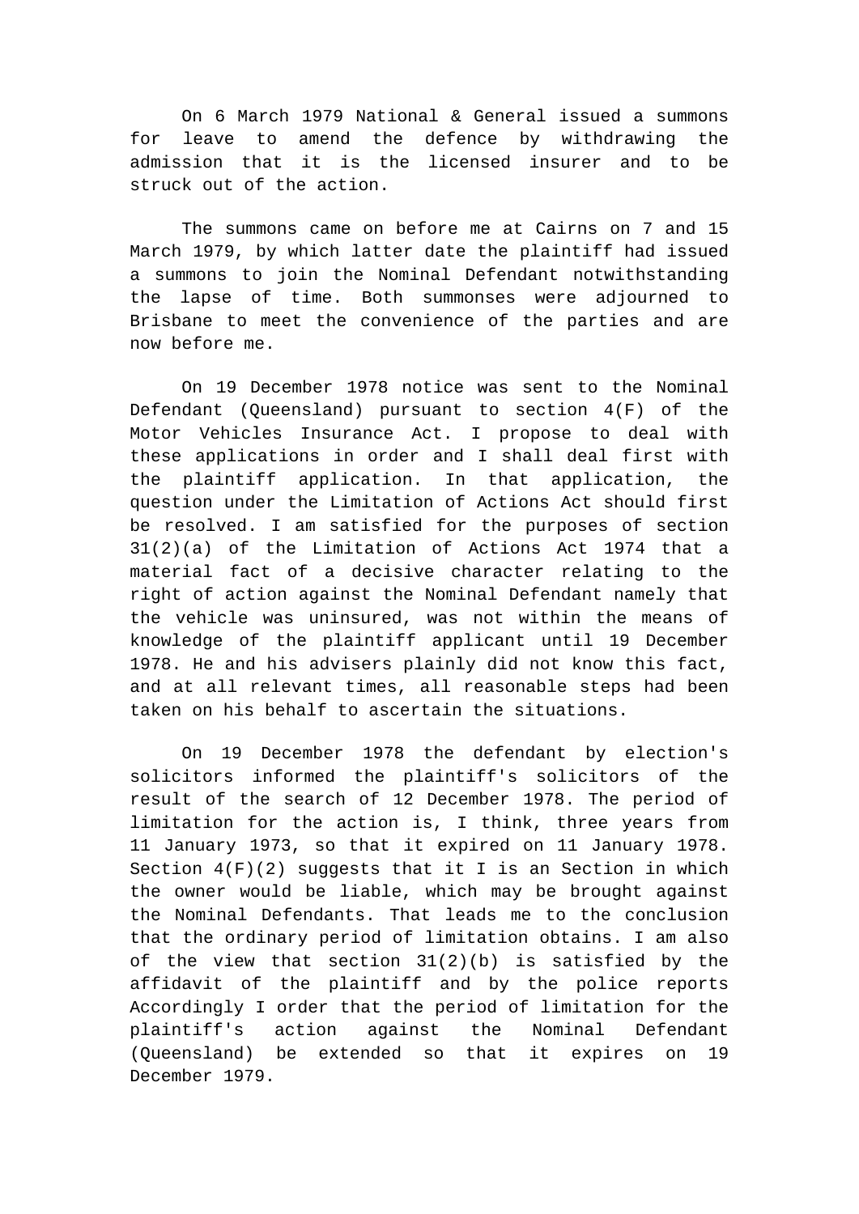On 6 March 1979 National & General issued a summons for leave to amend the defence by withdrawing the admission that it is the licensed insurer and to be struck out of the action.

The summons came on before me at Cairns on 7 and 15 March 1979, by which latter date the plaintiff had issued a summons to join the Nominal Defendant notwithstanding the lapse of time. Both summonses were adjourned to Brisbane to meet the convenience of the parties and are now before me.

On 19 December 1978 notice was sent to the Nominal Defendant (Queensland) pursuant to section 4(F) of the Motor Vehicles Insurance Act. I propose to deal with these applications in order and I shall deal first with the plaintiff application. In that application, the question under the Limitation of Actions Act should first be resolved. I am satisfied for the purposes of section 31(2)(a) of the Limitation of Actions Act 1974 that a material fact of a decisive character relating to the right of action against the Nominal Defendant namely that the vehicle was uninsured, was not within the means of knowledge of the plaintiff applicant until 19 December 1978. He and his advisers plainly did not know this fact, and at all relevant times, all reasonable steps had been taken on his behalf to ascertain the situations.

On 19 December 1978 the defendant by election's solicitors informed the plaintiff's solicitors of the result of the search of 12 December 1978. The period of limitation for the action is, I think, three years from 11 January 1973, so that it expired on 11 January 1978. Section 4(F)(2) suggests that it I is an Section in which the owner would be liable, which may be brought against the Nominal Defendants. That leads me to the conclusion that the ordinary period of limitation obtains. I am also of the view that section 31(2)(b) is satisfied by the affidavit of the plaintiff and by the police reports Accordingly I order that the period of limitation for the plaintiff's action against the Nominal Defendant (Queensland) be extended so that it expires on 19 December 1979.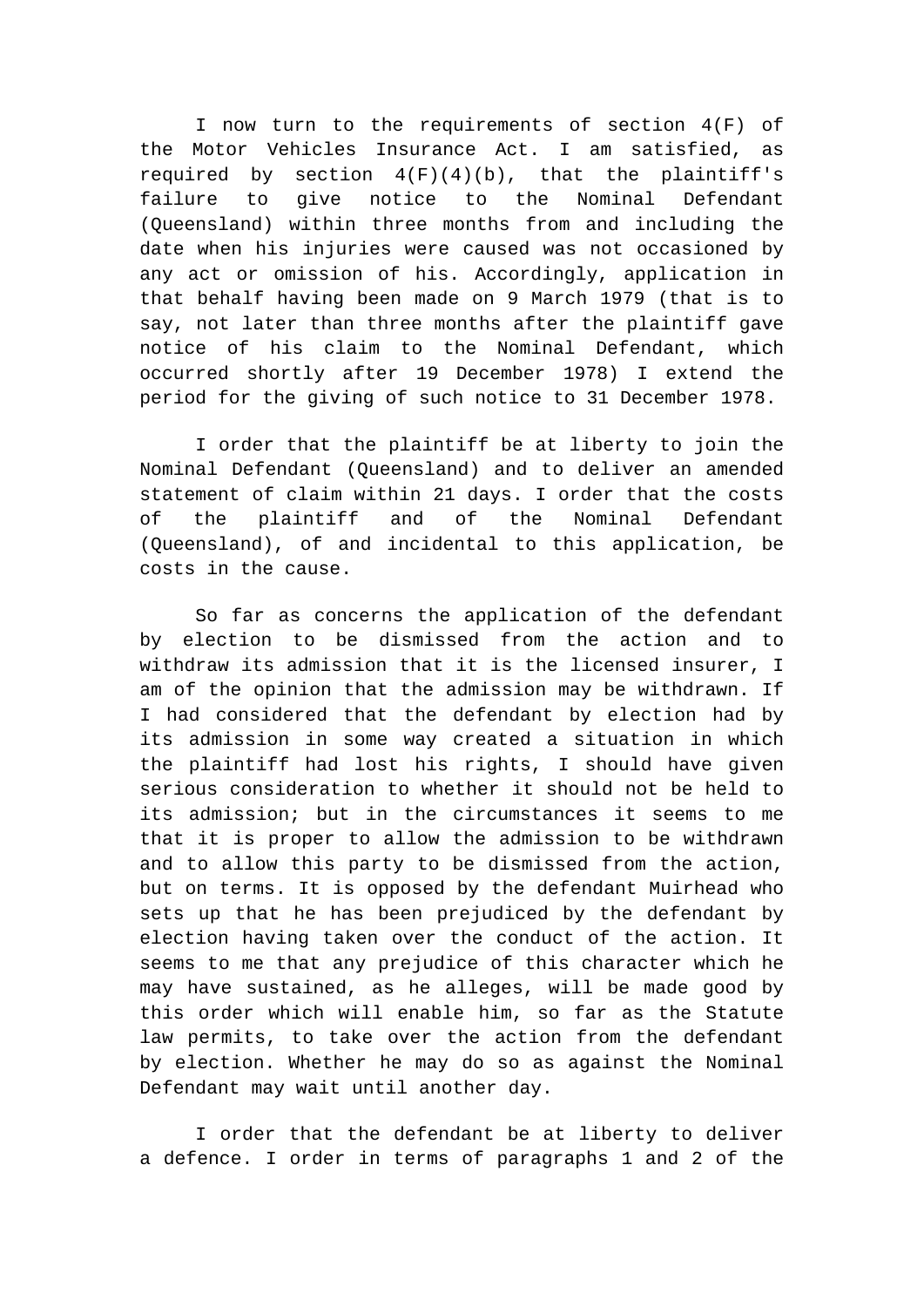I now turn to the requirements of section 4(F) of the Motor Vehicles Insurance Act. I am satisfied, as required by section 4(F)(4)(b), that the plaintiff's failure to give notice to the Nominal Defendant (Queensland) within three months from and including the date when his injuries were caused was not occasioned by any act or omission of his. Accordingly, application in that behalf having been made on 9 March 1979 (that is to say, not later than three months after the plaintiff gave notice of his claim to the Nominal Defendant, which occurred shortly after 19 December 1978) I extend the period for the giving of such notice to 31 December 1978.

I order that the plaintiff be at liberty to join the Nominal Defendant (Queensland) and to deliver an amended statement of claim within 21 days. I order that the costs of the plaintiff and of the Nominal Defendant (Queensland), of and incidental to this application, be costs in the cause.

So far as concerns the application of the defendant by election to be dismissed from the action and to withdraw its admission that it is the licensed insurer, I am of the opinion that the admission may be withdrawn. If I had considered that the defendant by election had by its admission in some way created a situation in which the plaintiff had lost his rights, I should have given serious consideration to whether it should not be held to its admission; but in the circumstances it seems to me that it is proper to allow the admission to be withdrawn and to allow this party to be dismissed from the action, but on terms. It is opposed by the defendant Muirhead who sets up that he has been prejudiced by the defendant by election having taken over the conduct of the action. It seems to me that any prejudice of this character which he may have sustained, as he alleges, will be made good by this order which will enable him, so far as the Statute law permits, to take over the action from the defendant by election. Whether he may do so as against the Nominal Defendant may wait until another day.

I order that the defendant be at liberty to deliver a defence. I order in terms of paragraphs 1 and 2 of the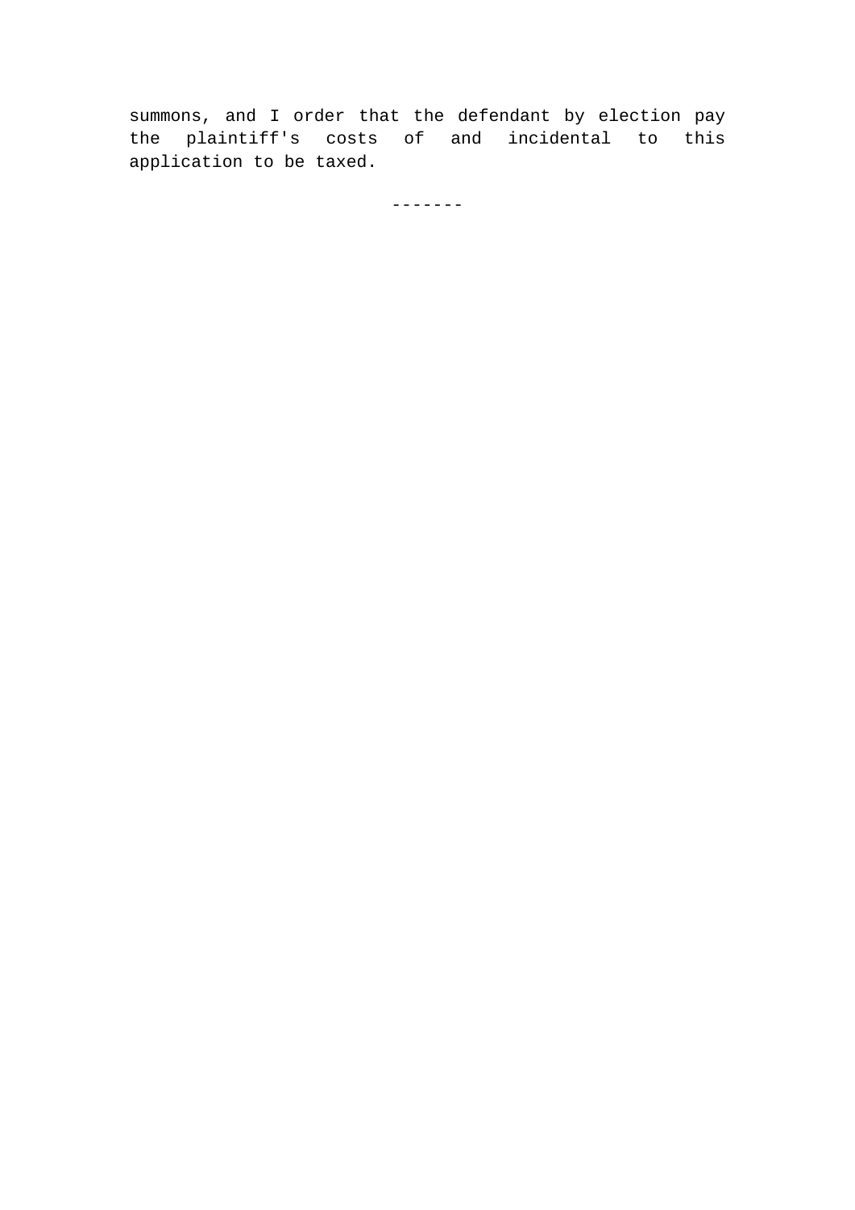summons, and I order that the defendant by election pay the plaintiff's costs of and incidental to this application to be taxed.

-------